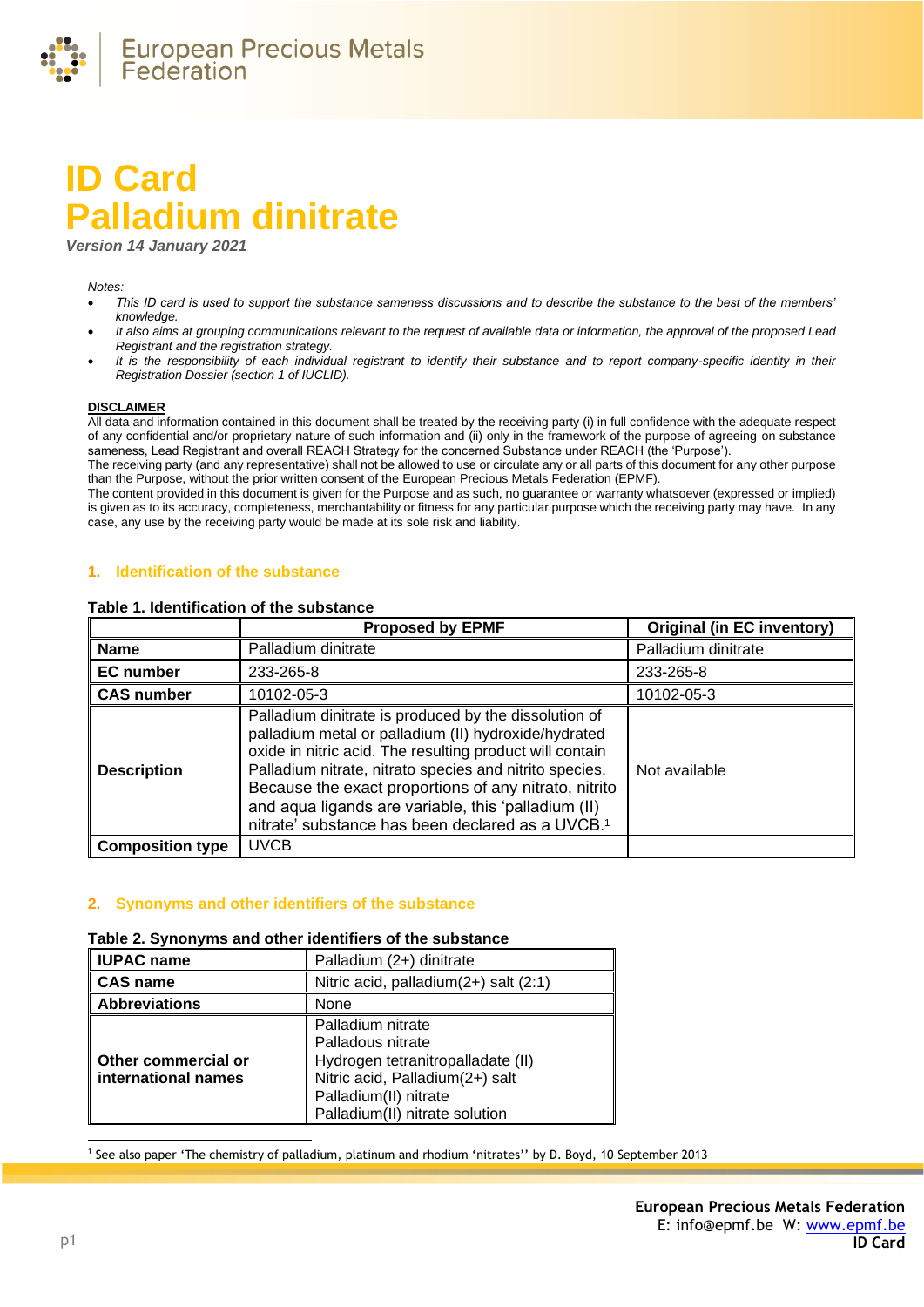# ID Card Palladium dinitrate

*Version 14 January 2021*

*Notes:*

- *This ID card is used to support the substance sameness discussions and to describe the substance to the best of the members' knowledge.*
- *It also aims at grouping communications relevant to the request of available data or information, the approval of the proposed Lead Registrant and the registration strategy.*
- *It is the responsibility of each individual registrant to identify their substance and to report company-specific identity in their Registration Dossier (section 1 of IUCLID).*

**DISCLAIMER**

All data and information contained in this document shall be treated by the receiving party (i) in full confidence with the adequate respect of any confidential and/or proprietary nature of such information and (ii) only in the framework of the purpose of agreeing on substance sameness, Lead Registrant and overall REACH Strategy for the concerned Substance under REACH (the 'Purpose').
The receiving party (and any representative) shall not be allowed to use or circulate any or all parts of this document for any other purpose than the Purpose, without the prior written consent of the European Precious Metals Federation (EPMF).
The content provided in this document is given for the Purpose and as such, no guarantee or warranty whatsoever (expressed or implied) is given as to its accuracy, completeness, merchantability or fitness for any particular purpose which the receiving party may have. In any case, any use by the receiving party would be made at its sole risk and liability.

## 1. Identification of the substance

**Table 1. Identification of the substance**

| | Proposed by EPMF | Original (in EC inventory) |
|---|---|---|
| **Name** | Palladium dinitrate | Palladium dinitrate |
| **EC number** | 233-265-8 | 233-265-8 |
| **CAS number** | 10102-05-3 | 10102-05-3 |
| **Description** | Palladium dinitrate is produced by the dissolution of palladium metal or palladium (II) hydroxide/hydrated oxide in nitric acid. The resulting product will contain Palladium nitrate, nitrato species and nitrito species. Because the exact proportions of any nitrato, nitrito and aqua ligands are variable, this 'palladium (II) nitrate' substance has been declared as a UVCB.[1] | Not available |
| **Composition type** | UVCB | |

## 2. Synonyms and other identifiers of the substance

**Table 2. Synonyms and other identifiers of the substance**

| | |
|---|---|
| **IUPAC name** | Palladium (2+) dinitrate |
| **CAS name** | Nitric acid, palladium(2+) salt (2:1) |
| **Abbreviations** | None |
| **Other commercial or international names** | Palladium nitrate<br>Palladous nitrate<br>Hydrogen tetranitropalladate (II)<br>Nitric acid, Palladium(2+) salt<br>Palladium(II) nitrate<br>Palladium(II) nitrate solution |

[1] See also paper 'The chemistry of palladium, platinum and rhodium 'nitrates'' by D. Boyd, 10 September 2013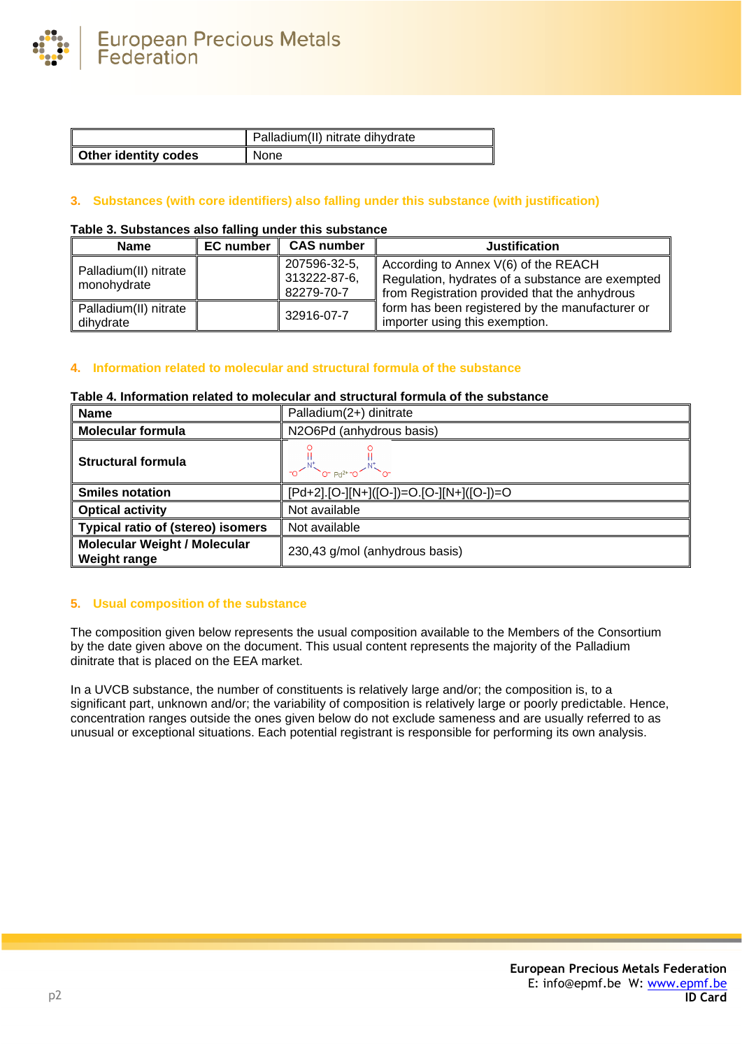| | Palladium(II) nitrate dihydrate |
|---|---|
| **Other identity codes** | None |

## 3. Substances (with core identifiers) also falling under this substance (with justification)

**Table 3. Substances also falling under this substance**

| Name | EC number | CAS number | Justification |
|---|---|---|---|
| Palladium(II) nitrate monohydrate | | 207596-32-5, 313222-87-6, 82279-70-7 | According to Annex V(6) of the REACH Regulation, hydrates of a substance are exempted from Registration provided that the anhydrous form has been registered by the manufacturer or importer using this exemption. |
| Palladium(II) nitrate dihydrate | | 32916-07-7 | |

## 4. Information related to molecular and structural formula of the substance

**Table 4. Information related to molecular and structural formula of the substance**

| | |
|---|---|
| **Name** | Palladium(2+) dinitrate |
| **Molecular formula** | N2O6Pd (anhydrous basis) |
| **Structural formula** | $^{-}O-N^{+}(=O)-O^{-}$ $Pd^{2+}$ $^{-}O-N^{+}(=O)-O^{-}$ |
| **Smiles notation** | [Pd+2].[O-][N+]([O-])=O.[O-][N+]([O-])=O |
| **Optical activity** | Not available |
| **Typical ratio of (stereo) isomers** | Not available |
| **Molecular Weight / Molecular Weight range** | 230,43 g/mol (anhydrous basis) |

## 5. Usual composition of the substance

The composition given below represents the usual composition available to the Members of the Consortium by the date given above on the document. This usual content represents the majority of the Palladium dinitrate that is placed on the EEA market.

In a UVCB substance, the number of constituents is relatively large and/or; the composition is, to a significant part, unknown and/or; the variability of composition is relatively large or poorly predictable. Hence, concentration ranges outside the ones given below do not exclude sameness and are usually referred to as unusual or exceptional situations. Each potential registrant is responsible for performing its own analysis.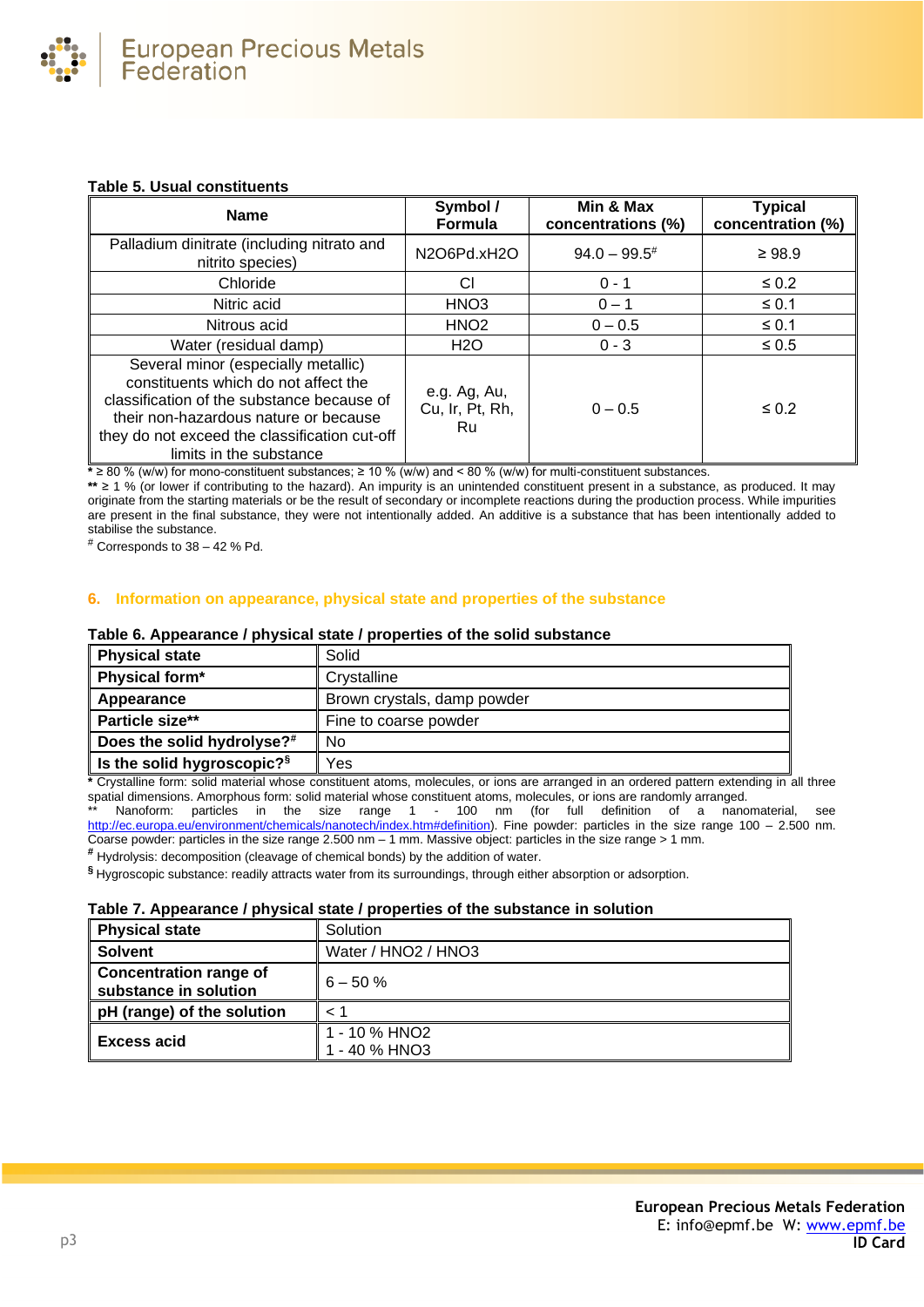**Table 5. Usual constituents**

| Name | Symbol / Formula | Min & Max concentrations (%) | Typical concentration (%) |
|---|---|---|---|
| Palladium dinitrate (including nitrato and nitrito species) | N2O6Pd.xH2O | 94.0 – 99.5[#] | ≥ 98.9 |
| Chloride | Cl | 0 - 1 | ≤ 0.2 |
| Nitric acid | HNO3 | 0 – 1 | ≤ 0.1 |
| Nitrous acid | HNO2 | 0 – 0.5 | ≤ 0.1 |
| Water (residual damp) | H2O | 0 - 3 | ≤ 0.5 |
| Several minor (especially metallic) constituents which do not affect the classification of the substance because of their non-hazardous nature or because they do not exceed the classification cut-off limits in the substance | e.g. Ag, Au, Cu, Ir, Pt, Rh, Ru | 0 – 0.5 | ≤ 0.2 |

**\*** ≥ 80 % (w/w) for mono-constituent substances; ≥ 10 % (w/w) and < 80 % (w/w) for multi-constituent substances.
**\*\*** ≥ 1 % (or lower if contributing to the hazard). An impurity is an unintended constituent present in a substance, as produced. It may originate from the starting materials or be the result of secondary or incomplete reactions during the production process. While impurities are present in the final substance, they were not intentionally added. An additive is a substance that has been intentionally added to stabilise the substance.
[#] Corresponds to 38 – 42 % Pd.

## 6. Information on appearance, physical state and properties of the substance

**Table 6. Appearance / physical state / properties of the solid substance**

| | |
|---|---|
| **Physical state** | Solid |
| **Physical form*** | Crystalline |
| **Appearance** | Brown crystals, damp powder |
| **Particle size\*\*** | Fine to coarse powder |
| **Does the solid hydrolyse?[#]** | No |
| **Is the solid hygroscopic?[§]** | Yes |

**\*** Crystalline form: solid material whose constituent atoms, molecules, or ions are arranged in an ordered pattern extending in all three spatial dimensions. Amorphous form: solid material whose constituent atoms, molecules, or ions are randomly arranged.
\*\* Nanoform: particles in the size range 1 - 100 nm (for full definition of a nanomaterial, see http://ec.europa.eu/environment/chemicals/nanotech/index.htm#definition). Fine powder: particles in the size range 100 – 2.500 nm. Coarse powder: particles in the size range 2.500 nm – 1 mm. Massive object: particles in the size range > 1 mm.
[#] Hydrolysis: decomposition (cleavage of chemical bonds) by the addition of water.
[§] Hygroscopic substance: readily attracts water from its surroundings, through either absorption or adsorption.

**Table 7. Appearance / physical state / properties of the substance in solution**

| | |
|---|---|
| **Physical state** | Solution |
| **Solvent** | Water / HNO2 / HNO3 |
| **Concentration range of substance in solution** | 6 – 50 % |
| **pH (range) of the solution** | < 1 |
| **Excess acid** | 1 - 10 % HNO2<br>1 - 40 % HNO3 |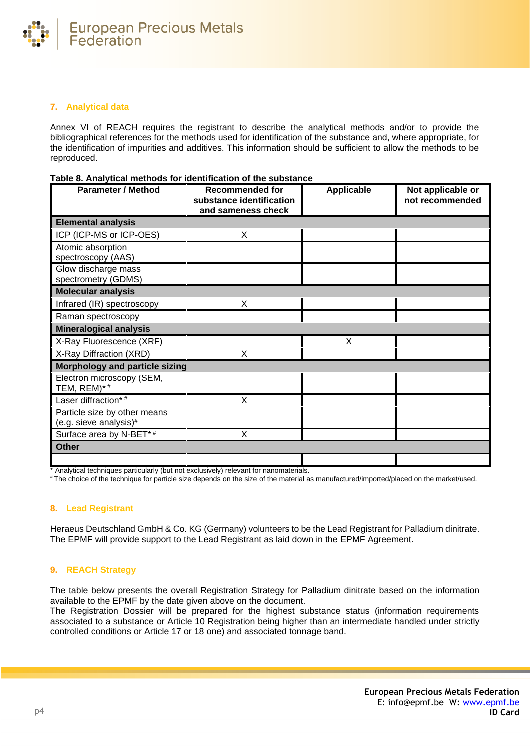## 7. Analytical data

Annex VI of REACH requires the registrant to describe the analytical methods and/or to provide the bibliographical references for the methods used for identification of the substance and, where appropriate, for the identification of impurities and additives. This information should be sufficient to allow the methods to be reproduced.

**Table 8. Analytical methods for identification of the substance**

| Parameter / Method | Recommended for substance identification and sameness check | Applicable | Not applicable or not recommended |
|---|---|---|---|
| **Elemental analysis** | | | |
| ICP (ICP-MS or ICP-OES) | X | | |
| Atomic absorption spectroscopy (AAS) | | | |
| Glow discharge mass spectrometry (GDMS) | | | |
| **Molecular analysis** | | | |
| Infrared (IR) spectroscopy | X | | |
| Raman spectroscopy | | | |
| **Mineralogical analysis** | | | |
| X-Ray Fluorescence (XRF) | | X | |
| X-Ray Diffraction (XRD) | X | | |
| **Morphology and particle sizing** | | | |
| Electron microscopy (SEM, TEM, REM)* # | | | |
| Laser diffraction* # | X | | |
| Particle size by other means (e.g. sieve analysis)# | | | |
| Surface area by N-BET* # | X | | |
| **Other** | | | |
| | | | |

\* Analytical techniques particularly (but not exclusively) relevant for nanomaterials.
\# The choice of the technique for particle size depends on the size of the material as manufactured/imported/placed on the market/used.

## 8. Lead Registrant

Heraeus Deutschland GmbH & Co. KG (Germany) volunteers to be the Lead Registrant for Palladium dinitrate. The EPMF will provide support to the Lead Registrant as laid down in the EPMF Agreement.

## 9. REACH Strategy

The table below presents the overall Registration Strategy for Palladium dinitrate based on the information available to the EPMF by the date given above on the document.
The Registration Dossier will be prepared for the highest substance status (information requirements associated to a substance or Article 10 Registration being higher than an intermediate handled under strictly controlled conditions or Article 17 or 18 one) and associated tonnage band.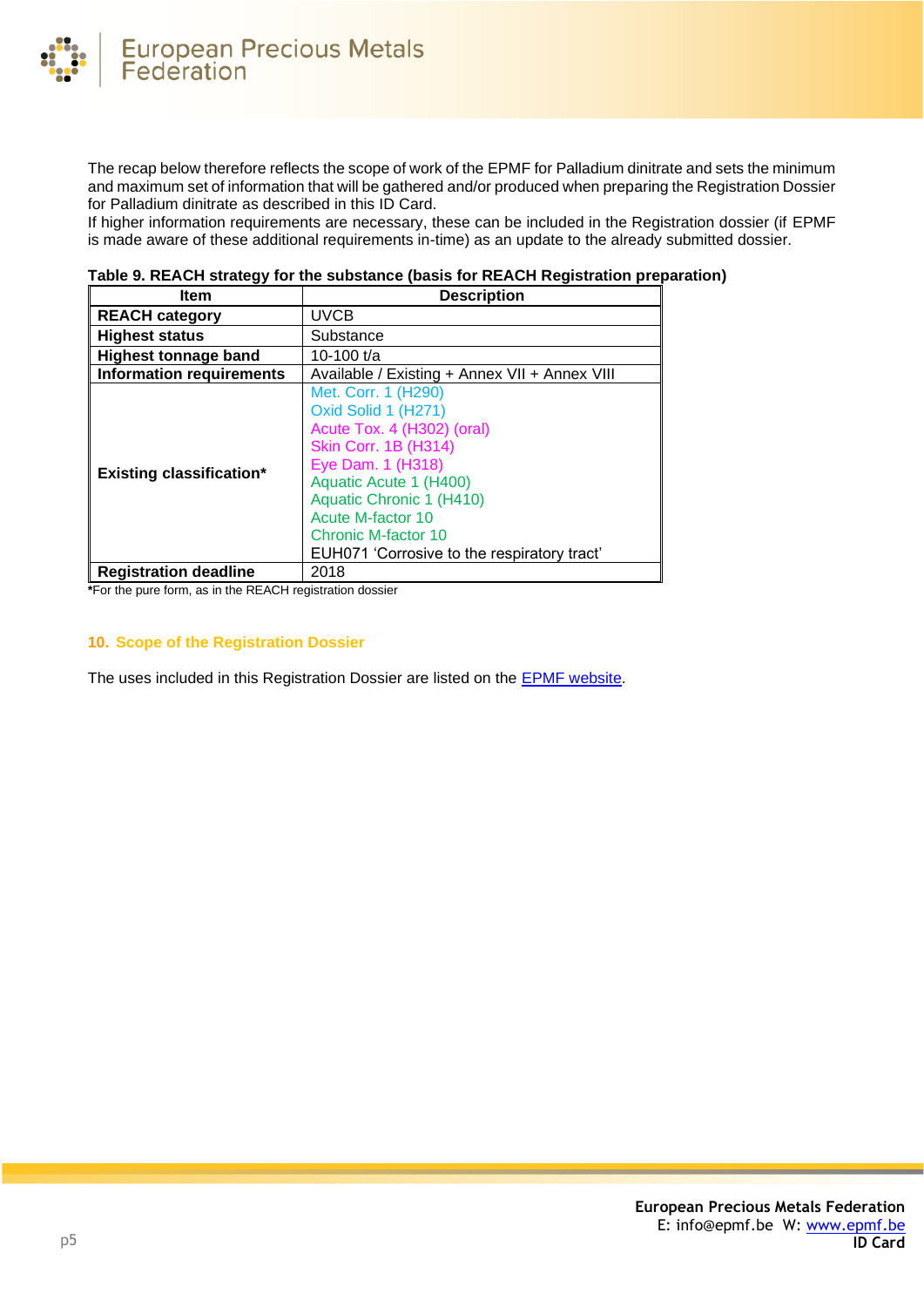The recap below therefore reflects the scope of work of the EPMF for Palladium dinitrate and sets the minimum and maximum set of information that will be gathered and/or produced when preparing the Registration Dossier for Palladium dinitrate as described in this ID Card.
If higher information requirements are necessary, these can be included in the Registration dossier (if EPMF is made aware of these additional requirements in-time) as an update to the already submitted dossier.

**Table 9. REACH strategy for the substance (basis for REACH Registration preparation)**

| Item | Description |
|---|---|
| **REACH category** | UVCB |
| **Highest status** | Substance |
| **Highest tonnage band** | 10-100 t/a |
| **Information requirements** | Available / Existing + Annex VII + Annex VIII |
| **Existing classification*** | Met. Corr. 1 (H290)<br>Oxid Solid 1 (H271)<br>Acute Tox. 4 (H302) (oral)<br>Skin Corr. 1B (H314)<br>Eye Dam. 1 (H318)<br>Aquatic Acute 1 (H400)<br>Aquatic Chronic 1 (H410)<br>Acute M-factor 10<br>Chronic M-factor 10<br>EUH071 'Corrosive to the respiratory tract' |
| **Registration deadline** | 2018 |

***For the pure form, as in the REACH registration dossier**

## 10. Scope of the Registration Dossier

The uses included in this Registration Dossier are listed on the EPMF website.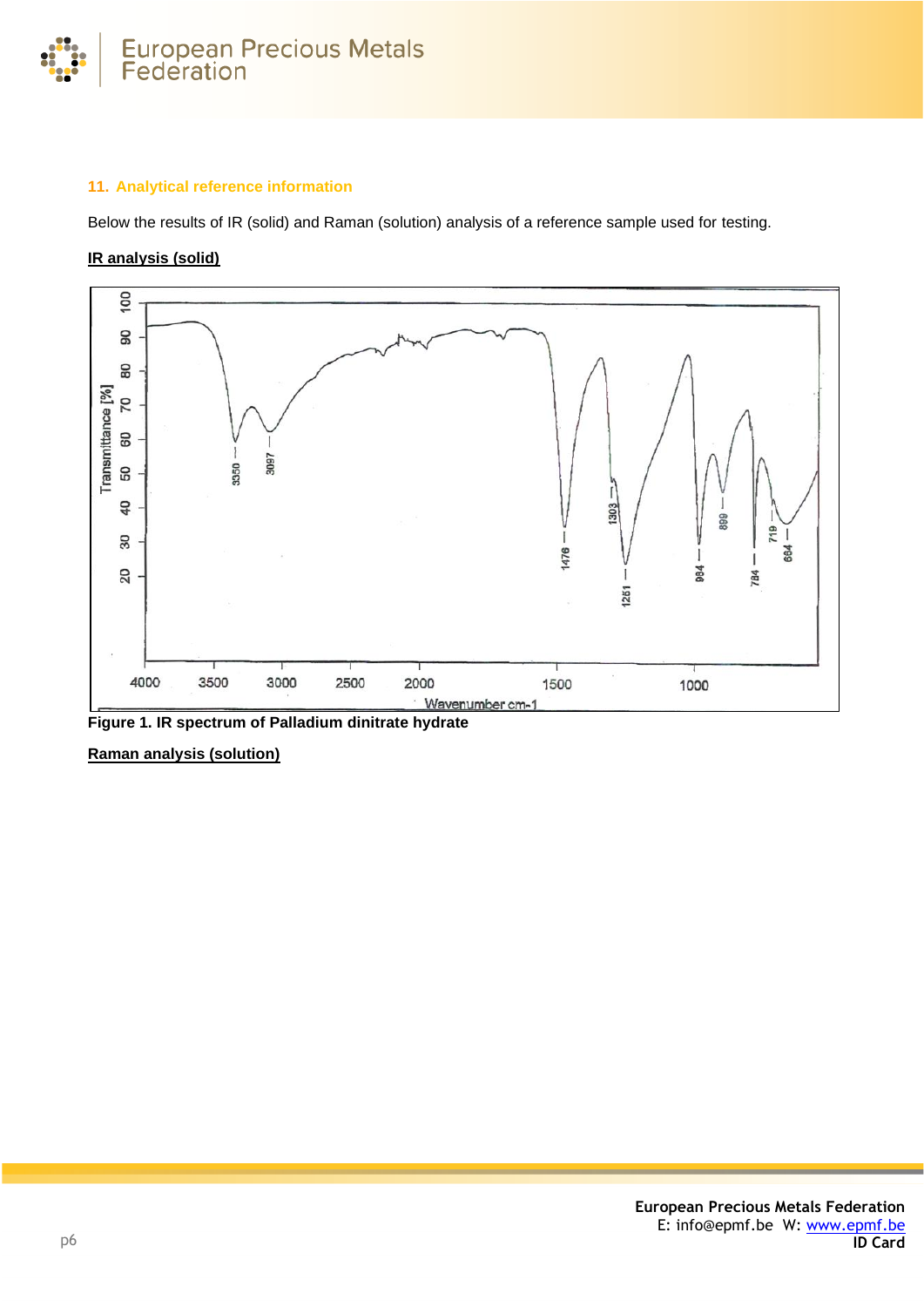## 11. Analytical reference information

Below the results of IR (solid) and Raman (solution) analysis of a reference sample used for testing.

**IR analysis (solid)**

**Figure 1. IR spectrum of Palladium dinitrate hydrate**

**Raman analysis (solution)**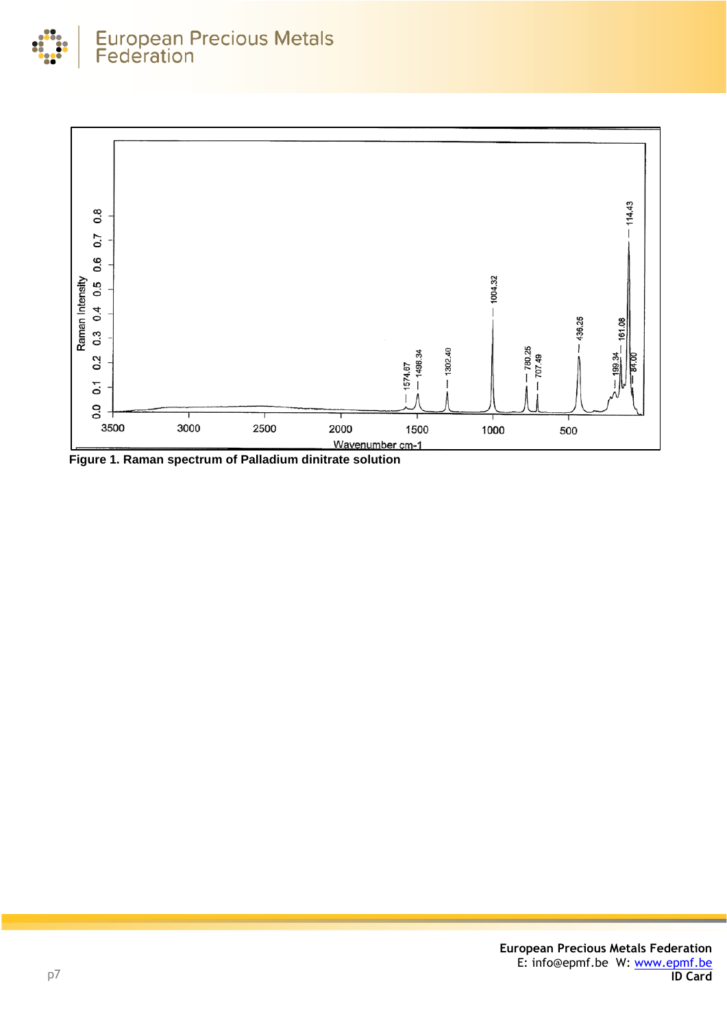Raman Intensity

0.0 0.1 0.2 0.3 0.4 0.5 0.6 0.7 0.8

3500 3000 2500 2000 1500 1000 500

Wavenumber cm-1

1574.67
1498.34
1302.40
1004.32
780.25
707.49
436.25
199.34
161.08
114.43
84.00

**Figure 1. Raman spectrum of Palladium dinitrate solution**